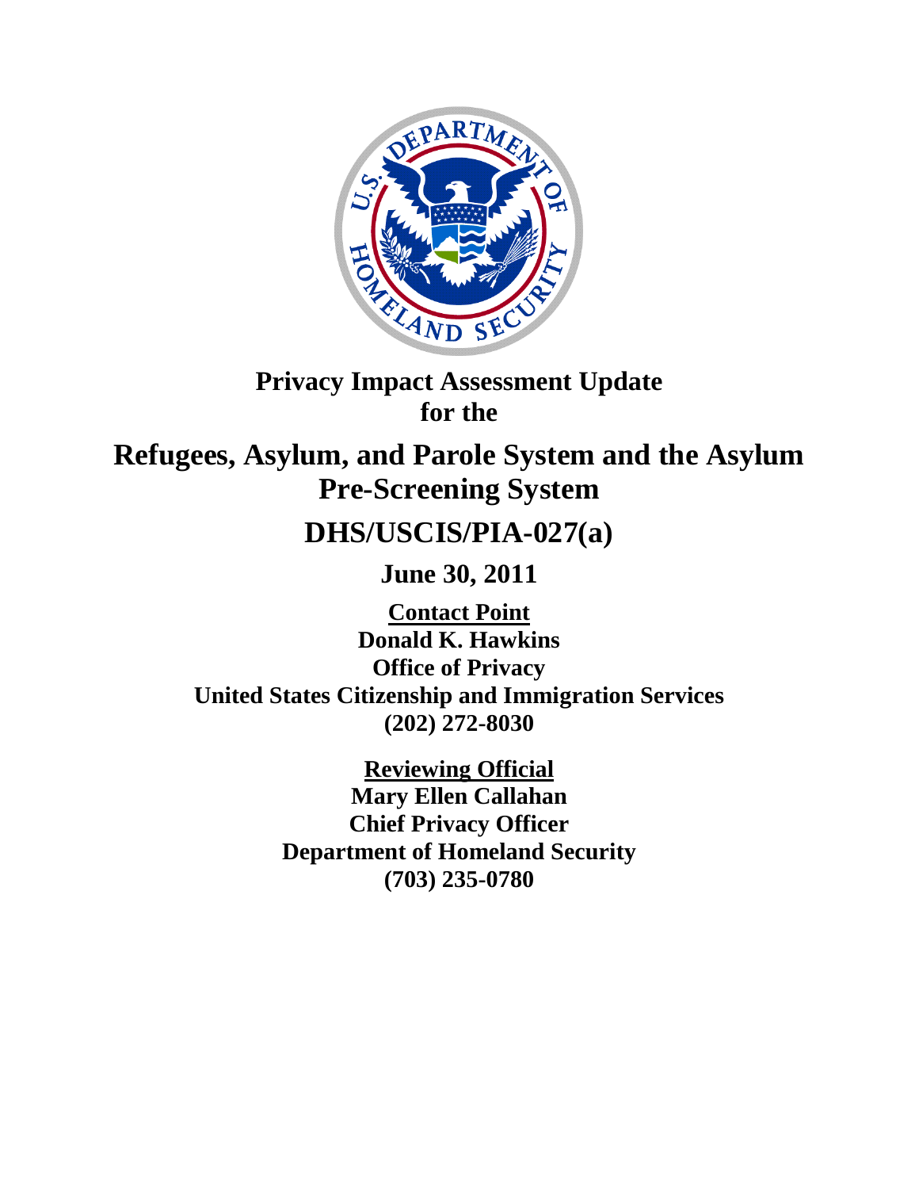# Privacy Impact Assessment Update for the

# Refugees, Asylum, and Parole System and the Asylum Pre-Screening System

## DHS/USCIS/PIA-027(a)

## June 30, 2011

**Contact Point**
**Donald K. Hawkins**
**Office of Privacy**
**United States Citizenship and Immigration Services**
**(202) 272-8030**

**Reviewing Official**
**Mary Ellen Callahan**
**Chief Privacy Officer**
**Department of Homeland Security**
**(703) 235-0780**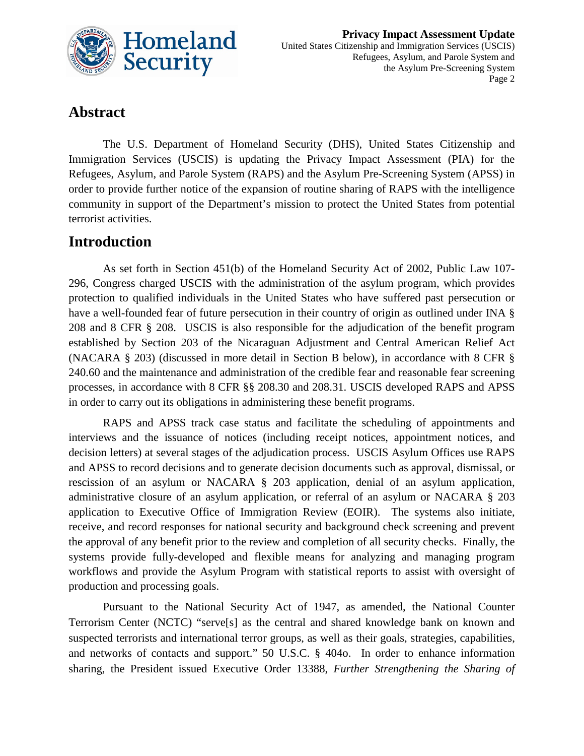## Abstract

The U.S. Department of Homeland Security (DHS), United States Citizenship and Immigration Services (USCIS) is updating the Privacy Impact Assessment (PIA) for the Refugees, Asylum, and Parole System (RAPS) and the Asylum Pre-Screening System (APSS) in order to provide further notice of the expansion of routine sharing of RAPS with the intelligence community in support of the Department's mission to protect the United States from potential terrorist activities.

## Introduction

As set forth in Section 451(b) of the Homeland Security Act of 2002, Public Law 107-296, Congress charged USCIS with the administration of the asylum program, which provides protection to qualified individuals in the United States who have suffered past persecution or have a well-founded fear of future persecution in their country of origin as outlined under INA § 208 and 8 CFR § 208. USCIS is also responsible for the adjudication of the benefit program established by Section 203 of the Nicaraguan Adjustment and Central American Relief Act (NACARA § 203) (discussed in more detail in Section B below), in accordance with 8 CFR § 240.60 and the maintenance and administration of the credible fear and reasonable fear screening processes, in accordance with 8 CFR §§ 208.30 and 208.31. USCIS developed RAPS and APSS in order to carry out its obligations in administering these benefit programs.

RAPS and APSS track case status and facilitate the scheduling of appointments and interviews and the issuance of notices (including receipt notices, appointment notices, and decision letters) at several stages of the adjudication process. USCIS Asylum Offices use RAPS and APSS to record decisions and to generate decision documents such as approval, dismissal, or rescission of an asylum or NACARA § 203 application, denial of an asylum application, administrative closure of an asylum application, or referral of an asylum or NACARA § 203 application to Executive Office of Immigration Review (EOIR). The systems also initiate, receive, and record responses for national security and background check screening and prevent the approval of any benefit prior to the review and completion of all security checks. Finally, the systems provide fully-developed and flexible means for analyzing and managing program workflows and provide the Asylum Program with statistical reports to assist with oversight of production and processing goals.

Pursuant to the National Security Act of 1947, as amended, the National Counter Terrorism Center (NCTC) "serve[s] as the central and shared knowledge bank on known and suspected terrorists and international terror groups, as well as their goals, strategies, capabilities, and networks of contacts and support." 50 U.S.C. § 404o. In order to enhance information sharing, the President issued Executive Order 13388, *Further Strengthening the Sharing of*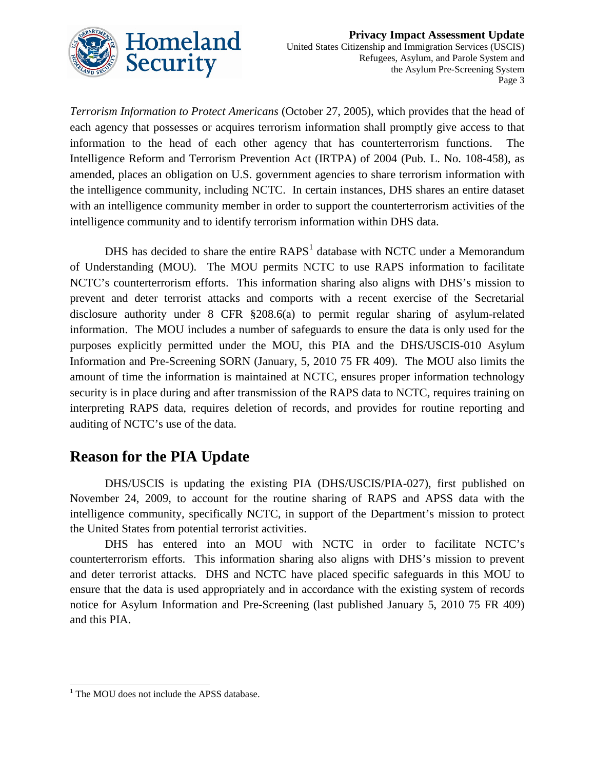*Terrorism Information to Protect Americans* (October 27, 2005), which provides that the head of each agency that possesses or acquires terrorism information shall promptly give access to that information to the head of each other agency that has counterterrorism functions. The Intelligence Reform and Terrorism Prevention Act (IRTPA) of 2004 (Pub. L. No. 108-458), as amended, places an obligation on U.S. government agencies to share terrorism information with the intelligence community, including NCTC. In certain instances, DHS shares an entire dataset with an intelligence community member in order to support the counterterrorism activities of the intelligence community and to identify terrorism information within DHS data.

DHS has decided to share the entire RAPS[1] database with NCTC under a Memorandum of Understanding (MOU). The MOU permits NCTC to use RAPS information to facilitate NCTC's counterterrorism efforts. This information sharing also aligns with DHS's mission to prevent and deter terrorist attacks and comports with a recent exercise of the Secretarial disclosure authority under 8 CFR §208.6(a) to permit regular sharing of asylum-related information. The MOU includes a number of safeguards to ensure the data is only used for the purposes explicitly permitted under the MOU, this PIA and the DHS/USCIS-010 Asylum Information and Pre-Screening SORN (January, 5, 2010 75 FR 409). The MOU also limits the amount of time the information is maintained at NCTC, ensures proper information technology security is in place during and after transmission of the RAPS data to NCTC, requires training on interpreting RAPS data, requires deletion of records, and provides for routine reporting and auditing of NCTC's use of the data.

## Reason for the PIA Update

DHS/USCIS is updating the existing PIA (DHS/USCIS/PIA-027), first published on November 24, 2009, to account for the routine sharing of RAPS and APSS data with the intelligence community, specifically NCTC, in support of the Department's mission to protect the United States from potential terrorist activities.

DHS has entered into an MOU with NCTC in order to facilitate NCTC's counterterrorism efforts. This information sharing also aligns with DHS's mission to prevent and deter terrorist attacks. DHS and NCTC have placed specific safeguards in this MOU to ensure that the data is used appropriately and in accordance with the existing system of records notice for Asylum Information and Pre-Screening (last published January 5, 2010 75 FR 409) and this PIA.

[1] The MOU does not include the APSS database.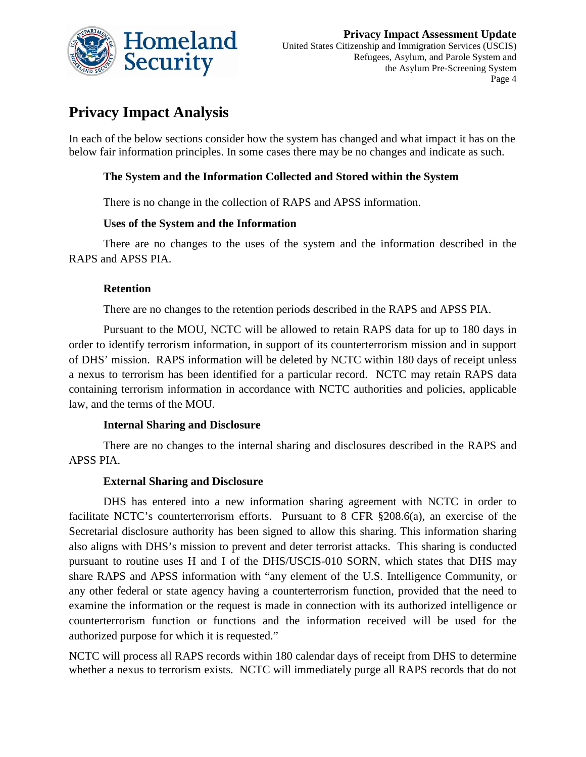# Privacy Impact Analysis

In each of the below sections consider how the system has changed and what impact it has on the below fair information principles. In some cases there may be no changes and indicate as such.

### The System and the Information Collected and Stored within the System

There is no change in the collection of RAPS and APSS information.

### Uses of the System and the Information

There are no changes to the uses of the system and the information described in the RAPS and APSS PIA.

### Retention

There are no changes to the retention periods described in the RAPS and APSS PIA.

Pursuant to the MOU, NCTC will be allowed to retain RAPS data for up to 180 days in order to identify terrorism information, in support of its counterterrorism mission and in support of DHS' mission. RAPS information will be deleted by NCTC within 180 days of receipt unless a nexus to terrorism has been identified for a particular record. NCTC may retain RAPS data containing terrorism information in accordance with NCTC authorities and policies, applicable law, and the terms of the MOU.

### Internal Sharing and Disclosure

There are no changes to the internal sharing and disclosures described in the RAPS and APSS PIA.

### External Sharing and Disclosure

DHS has entered into a new information sharing agreement with NCTC in order to facilitate NCTC's counterterrorism efforts. Pursuant to 8 CFR §208.6(a), an exercise of the Secretarial disclosure authority has been signed to allow this sharing. This information sharing also aligns with DHS's mission to prevent and deter terrorist attacks. This sharing is conducted pursuant to routine uses H and I of the DHS/USCIS-010 SORN, which states that DHS may share RAPS and APSS information with "any element of the U.S. Intelligence Community, or any other federal or state agency having a counterterrorism function, provided that the need to examine the information or the request is made in connection with its authorized intelligence or counterterrorism function or functions and the information received will be used for the authorized purpose for which it is requested."

NCTC will process all RAPS records within 180 calendar days of receipt from DHS to determine whether a nexus to terrorism exists. NCTC will immediately purge all RAPS records that do not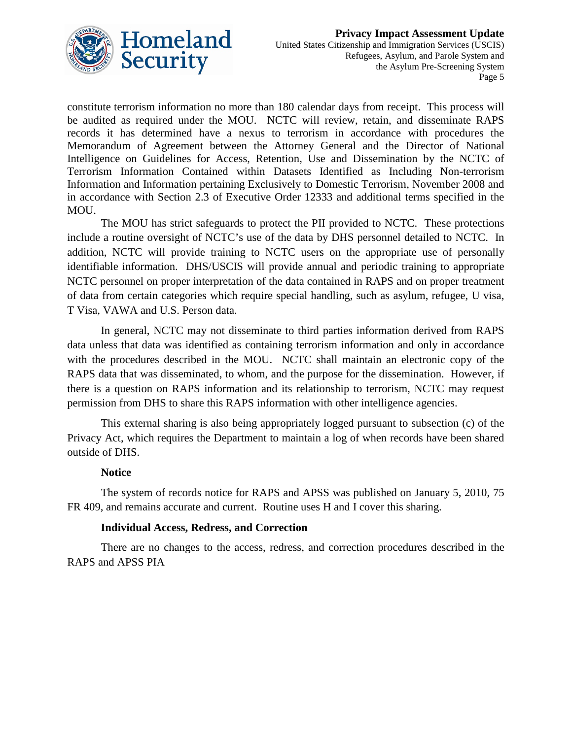constitute terrorism information no more than 180 calendar days from receipt. This process will be audited as required under the MOU. NCTC will review, retain, and disseminate RAPS records it has determined have a nexus to terrorism in accordance with procedures the Memorandum of Agreement between the Attorney General and the Director of National Intelligence on Guidelines for Access, Retention, Use and Dissemination by the NCTC of Terrorism Information Contained within Datasets Identified as Including Non-terrorism Information and Information pertaining Exclusively to Domestic Terrorism, November 2008 and in accordance with Section 2.3 of Executive Order 12333 and additional terms specified in the MOU.

The MOU has strict safeguards to protect the PII provided to NCTC. These protections include a routine oversight of NCTC's use of the data by DHS personnel detailed to NCTC. In addition, NCTC will provide training to NCTC users on the appropriate use of personally identifiable information. DHS/USCIS will provide annual and periodic training to appropriate NCTC personnel on proper interpretation of the data contained in RAPS and on proper treatment of data from certain categories which require special handling, such as asylum, refugee, U visa, T Visa, VAWA and U.S. Person data.

In general, NCTC may not disseminate to third parties information derived from RAPS data unless that data was identified as containing terrorism information and only in accordance with the procedures described in the MOU. NCTC shall maintain an electronic copy of the RAPS data that was disseminated, to whom, and the purpose for the dissemination. However, if there is a question on RAPS information and its relationship to terrorism, NCTC may request permission from DHS to share this RAPS information with other intelligence agencies.

This external sharing is also being appropriately logged pursuant to subsection (c) of the Privacy Act, which requires the Department to maintain a log of when records have been shared outside of DHS.

**Notice**

The system of records notice for RAPS and APSS was published on January 5, 2010, 75 FR 409, and remains accurate and current. Routine uses H and I cover this sharing.

**Individual Access, Redress, and Correction**

There are no changes to the access, redress, and correction procedures described in the RAPS and APSS PIA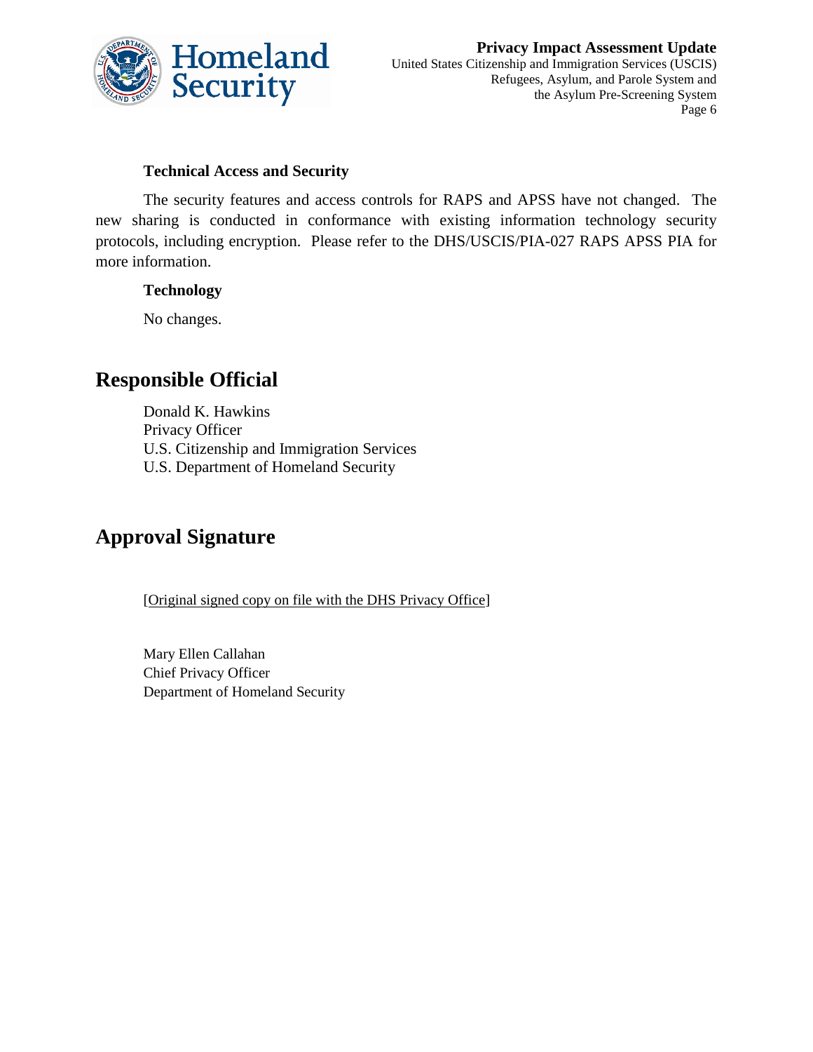### Technical Access and Security

The security features and access controls for RAPS and APSS have not changed. The new sharing is conducted in conformance with existing information technology security protocols, including encryption. Please refer to the DHS/USCIS/PIA-027 RAPS APSS PIA for more information.

### Technology

No changes.

## Responsible Official

Donald K. Hawkins
Privacy Officer
U.S. Citizenship and Immigration Services
U.S. Department of Homeland Security

## Approval Signature

[Original signed copy on file with the DHS Privacy Office]

Mary Ellen Callahan
Chief Privacy Officer
Department of Homeland Security